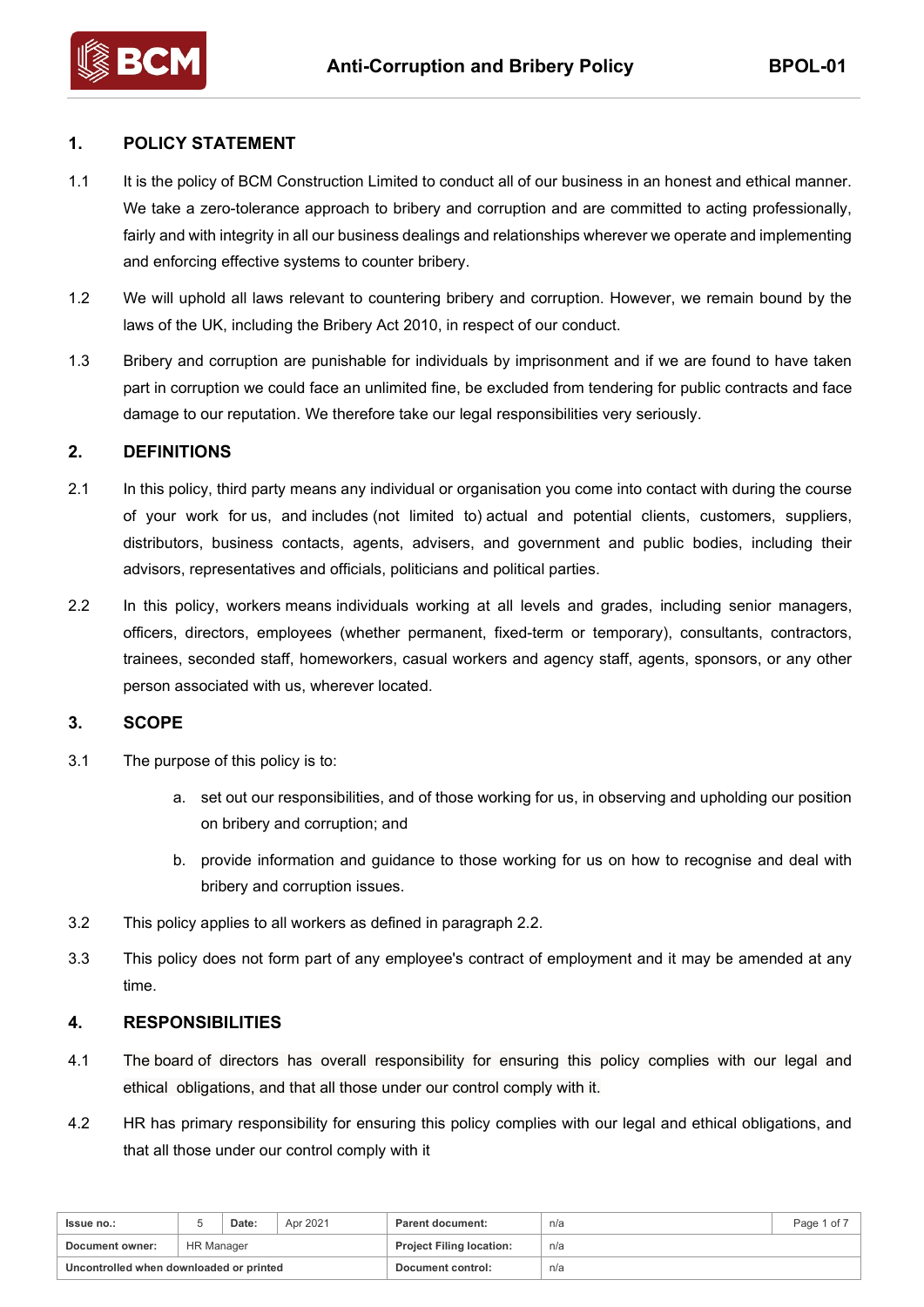## 1. POLICY STATEMENT

1.1 It is the policy of BCM Construction Limited to conduct all of our business in an honest and ethical manner. We take a zero-tolerance approach to bribery and corruption and are committed to acting professionally, fairly and with integrity in all our business dealings and relationships wherever we operate and implementing and enforcing effective systems to counter bribery.

1.2 We will uphold all laws relevant to countering bribery and corruption. However, we remain bound by the laws of the UK, including the Bribery Act 2010, in respect of our conduct.

1.3 Bribery and corruption are punishable for individuals by imprisonment and if we are found to have taken part in corruption we could face an unlimited fine, be excluded from tendering for public contracts and face damage to our reputation. We therefore take our legal responsibilities very seriously.

## 2. DEFINITIONS

2.1 In this policy, third party means any individual or organisation you come into contact with during the course of your work for us, and includes (not limited to) actual and potential clients, customers, suppliers, distributors, business contacts, agents, advisers, and government and public bodies, including their advisors, representatives and officials, politicians and political parties.

2.2 In this policy, workers means individuals working at all levels and grades, including senior managers, officers, directors, employees (whether permanent, fixed-term or temporary), consultants, contractors, trainees, seconded staff, homeworkers, casual workers and agency staff, agents, sponsors, or any other person associated with us, wherever located.

## 3. SCOPE

3.1 The purpose of this policy is to:

a. set out our responsibilities, and of those working for us, in observing and upholding our position on bribery and corruption; and

b. provide information and guidance to those working for us on how to recognise and deal with bribery and corruption issues.

3.2 This policy applies to all workers as defined in paragraph 2.2.

3.3 This policy does not form part of any employee's contract of employment and it may be amended at any time.

## 4. RESPONSIBILITIES

4.1 The board of directors has overall responsibility for ensuring this policy complies with our legal and ethical obligations, and that all those under our control comply with it.

4.2 HR has primary responsibility for ensuring this policy complies with our legal and ethical obligations, and that all those under our control comply with it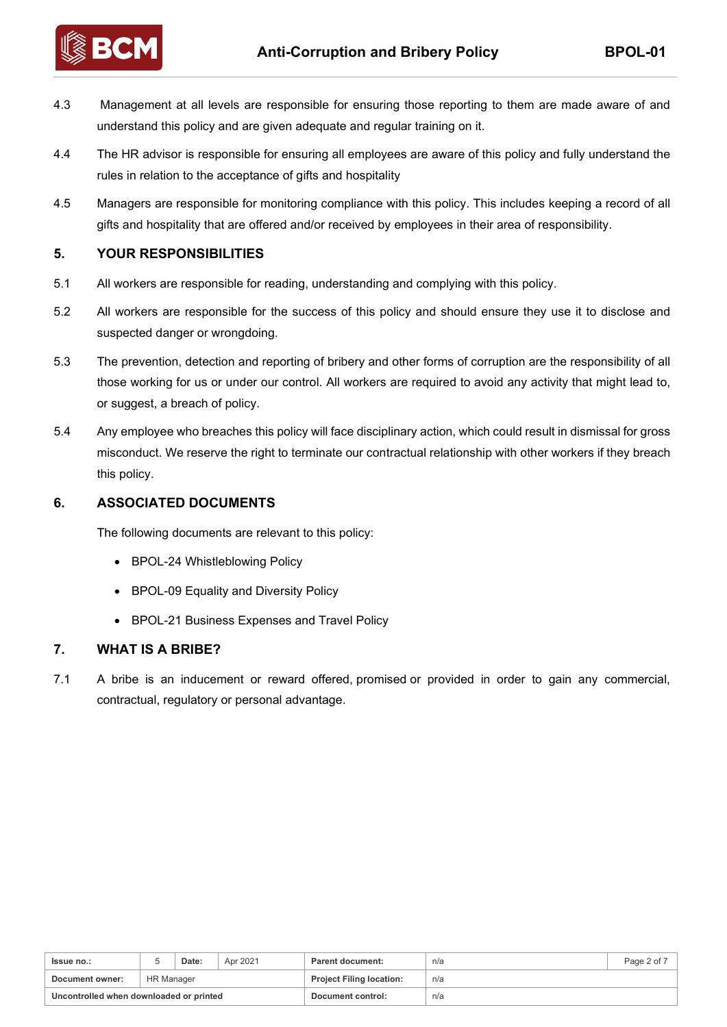4.3 Management at all levels are responsible for ensuring those reporting to them are made aware of and understand this policy and are given adequate and regular training on it.

4.4 The HR advisor is responsible for ensuring all employees are aware of this policy and fully understand the rules in relation to the acceptance of gifts and hospitality

4.5 Managers are responsible for monitoring compliance with this policy. This includes keeping a record of all gifts and hospitality that are offered and/or received by employees in their area of responsibility.

## 5. YOUR RESPONSIBILITIES

5.1 All workers are responsible for reading, understanding and complying with this policy.

5.2 All workers are responsible for the success of this policy and should ensure they use it to disclose and suspected danger or wrongdoing.

5.3 The prevention, detection and reporting of bribery and other forms of corruption are the responsibility of all those working for us or under our control. All workers are required to avoid any activity that might lead to, or suggest, a breach of policy.

5.4 Any employee who breaches this policy will face disciplinary action, which could result in dismissal for gross misconduct. We reserve the right to terminate our contractual relationship with other workers if they breach this policy.

## 6. ASSOCIATED DOCUMENTS

The following documents are relevant to this policy:

- BPOL-24 Whistleblowing Policy
- BPOL-09 Equality and Diversity Policy
- BPOL-21 Business Expenses and Travel Policy

## 7. WHAT IS A BRIBE?

7.1 A bribe is an inducement or reward offered, promised or provided in order to gain any commercial, contractual, regulatory or personal advantage.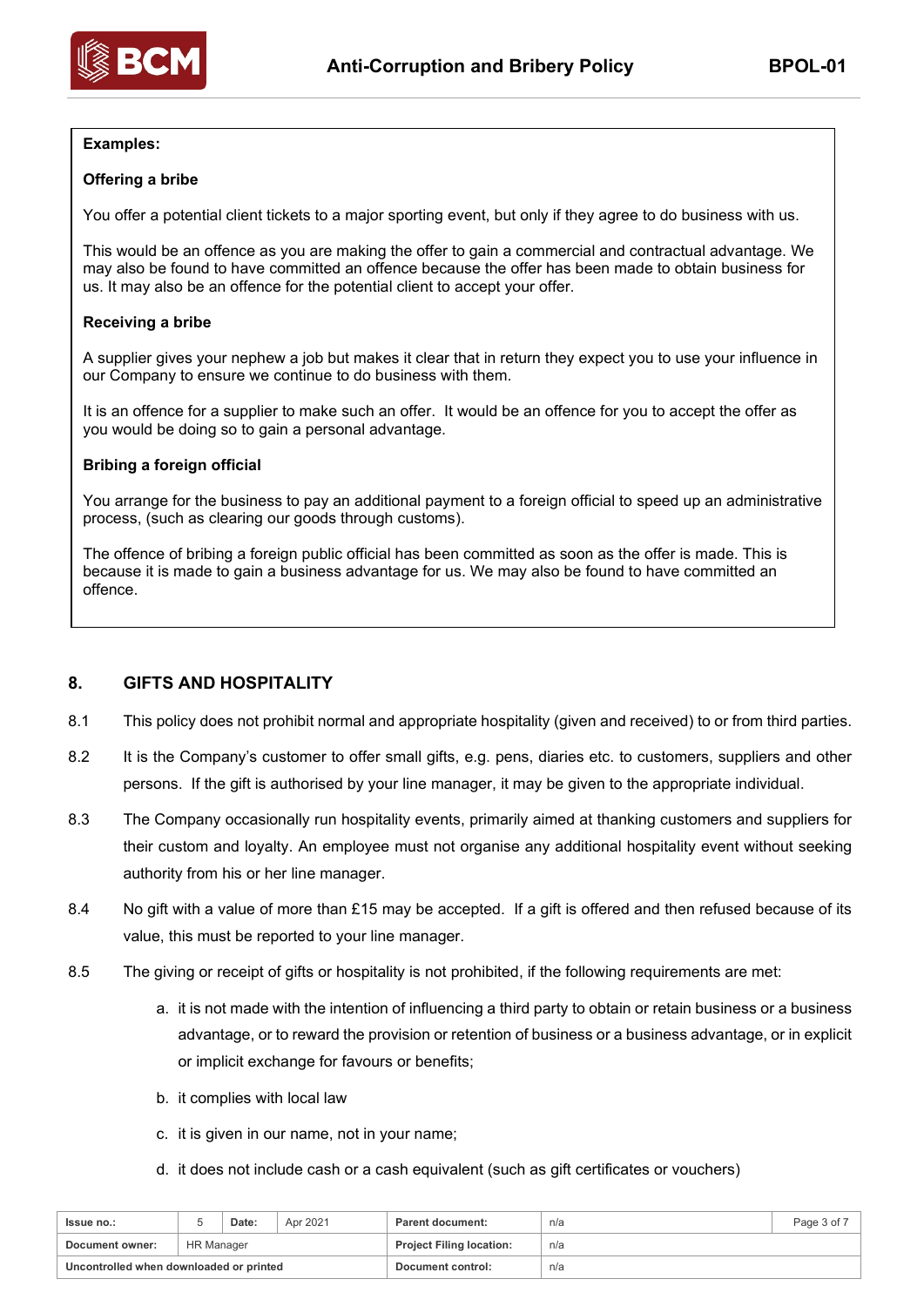**Examples:**

**Offering a bribe**

You offer a potential client tickets to a major sporting event, but only if they agree to do business with us.

This would be an offence as you are making the offer to gain a commercial and contractual advantage. We may also be found to have committed an offence because the offer has been made to obtain business for us. It may also be an offence for the potential client to accept your offer.

**Receiving a bribe**

A supplier gives your nephew a job but makes it clear that in return they expect you to use your influence in our Company to ensure we continue to do business with them.

It is an offence for a supplier to make such an offer. It would be an offence for you to accept the offer as you would be doing so to gain a personal advantage.

**Bribing a foreign official**

You arrange for the business to pay an additional payment to a foreign official to speed up an administrative process, (such as clearing our goods through customs).

The offence of bribing a foreign public official has been committed as soon as the offer is made. This is because it is made to gain a business advantage for us. We may also be found to have committed an offence.

## 8. GIFTS AND HOSPITALITY

8.1 This policy does not prohibit normal and appropriate hospitality (given and received) to or from third parties.

8.2 It is the Company's customer to offer small gifts, e.g. pens, diaries etc. to customers, suppliers and other persons. If the gift is authorised by your line manager, it may be given to the appropriate individual.

8.3 The Company occasionally run hospitality events, primarily aimed at thanking customers and suppliers for their custom and loyalty. An employee must not organise any additional hospitality event without seeking authority from his or her line manager.

8.4 No gift with a value of more than £15 may be accepted. If a gift is offered and then refused because of its value, this must be reported to your line manager.

8.5 The giving or receipt of gifts or hospitality is not prohibited, if the following requirements are met:

a. it is not made with the intention of influencing a third party to obtain or retain business or a business advantage, or to reward the provision or retention of business or a business advantage, or in explicit or implicit exchange for favours or benefits;

b. it complies with local law

c. it is given in our name, not in your name;

d. it does not include cash or a cash equivalent (such as gift certificates or vouchers)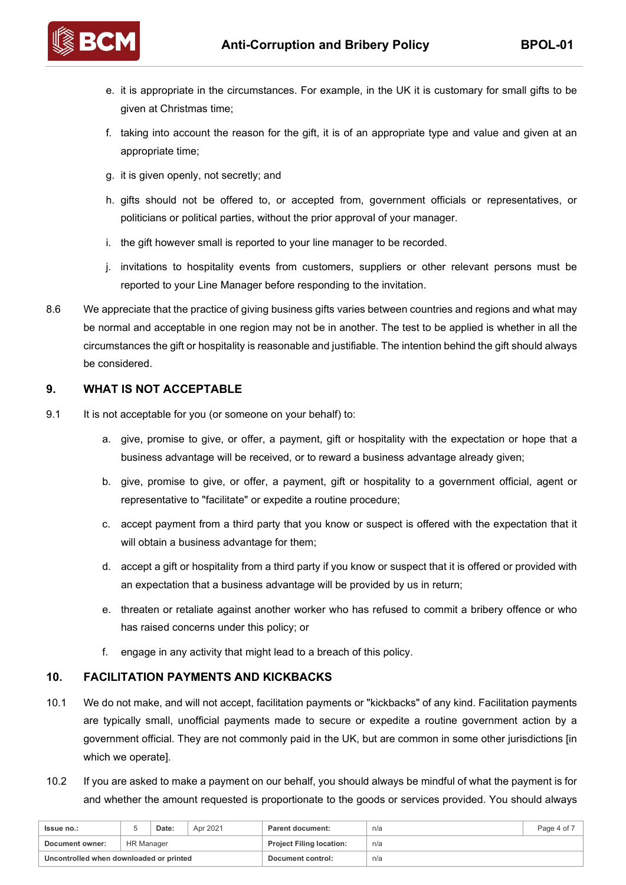e. it is appropriate in the circumstances. For example, in the UK it is customary for small gifts to be given at Christmas time;

f. taking into account the reason for the gift, it is of an appropriate type and value and given at an appropriate time;

g. it is given openly, not secretly; and

h. gifts should not be offered to, or accepted from, government officials or representatives, or politicians or political parties, without the prior approval of your manager.

i. the gift however small is reported to your line manager to be recorded.

j. invitations to hospitality events from customers, suppliers or other relevant persons must be reported to your Line Manager before responding to the invitation.

8.6 We appreciate that the practice of giving business gifts varies between countries and regions and what may be normal and acceptable in one region may not be in another. The test to be applied is whether in all the circumstances the gift or hospitality is reasonable and justifiable. The intention behind the gift should always be considered.

## 9. WHAT IS NOT ACCEPTABLE

9.1 It is not acceptable for you (or someone on your behalf) to:

a. give, promise to give, or offer, a payment, gift or hospitality with the expectation or hope that a business advantage will be received, or to reward a business advantage already given;

b. give, promise to give, or offer, a payment, gift or hospitality to a government official, agent or representative to "facilitate" or expedite a routine procedure;

c. accept payment from a third party that you know or suspect is offered with the expectation that it will obtain a business advantage for them;

d. accept a gift or hospitality from a third party if you know or suspect that it is offered or provided with an expectation that a business advantage will be provided by us in return;

e. threaten or retaliate against another worker who has refused to commit a bribery offence or who has raised concerns under this policy; or

f. engage in any activity that might lead to a breach of this policy.

## 10. FACILITATION PAYMENTS AND KICKBACKS

10.1 We do not make, and will not accept, facilitation payments or "kickbacks" of any kind. Facilitation payments are typically small, unofficial payments made to secure or expedite a routine government action by a government official. They are not commonly paid in the UK, but are common in some other jurisdictions [in which we operate].

10.2 If you are asked to make a payment on our behalf, you should always be mindful of what the payment is for and whether the amount requested is proportionate to the goods or services provided. You should always

| Issue no.: | 5 | Date: | Apr 2021 | Parent document: | n/a |
|---|---|---|---|---|---|
| Document owner: | HR Manager | | | Project Filing location: | n/a |
| Uncontrolled when downloaded or printed | | | | Document control: | n/a |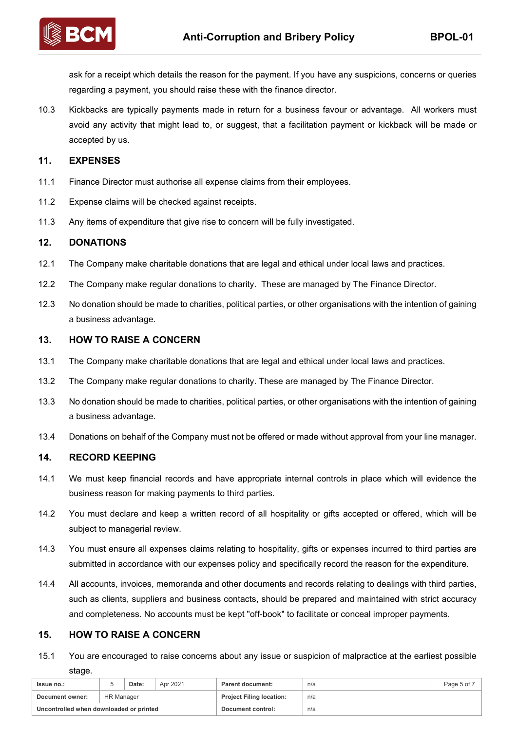ask for a receipt which details the reason for the payment. If you have any suspicions, concerns or queries regarding a payment, you should raise these with the finance director.

10.3 Kickbacks are typically payments made in return for a business favour or advantage. All workers must avoid any activity that might lead to, or suggest, that a facilitation payment or kickback will be made or accepted by us.

## 11. EXPENSES

11.1 Finance Director must authorise all expense claims from their employees.

11.2 Expense claims will be checked against receipts.

11.3 Any items of expenditure that give rise to concern will be fully investigated.

## 12. DONATIONS

12.1 The Company make charitable donations that are legal and ethical under local laws and practices.

12.2 The Company make regular donations to charity. These are managed by The Finance Director.

12.3 No donation should be made to charities, political parties, or other organisations with the intention of gaining a business advantage.

## 13. HOW TO RAISE A CONCERN

13.1 The Company make charitable donations that are legal and ethical under local laws and practices.

13.2 The Company make regular donations to charity. These are managed by The Finance Director.

13.3 No donation should be made to charities, political parties, or other organisations with the intention of gaining a business advantage.

13.4 Donations on behalf of the Company must not be offered or made without approval from your line manager.

## 14. RECORD KEEPING

14.1 We must keep financial records and have appropriate internal controls in place which will evidence the business reason for making payments to third parties.

14.2 You must declare and keep a written record of all hospitality or gifts accepted or offered, which will be subject to managerial review.

14.3 You must ensure all expenses claims relating to hospitality, gifts or expenses incurred to third parties are submitted in accordance with our expenses policy and specifically record the reason for the expenditure.

14.4 All accounts, invoices, memoranda and other documents and records relating to dealings with third parties, such as clients, suppliers and business contacts, should be prepared and maintained with strict accuracy and completeness. No accounts must be kept "off-book" to facilitate or conceal improper payments.

## 15. HOW TO RAISE A CONCERN

15.1 You are encouraged to raise concerns about any issue or suspicion of malpractice at the earliest possible stage.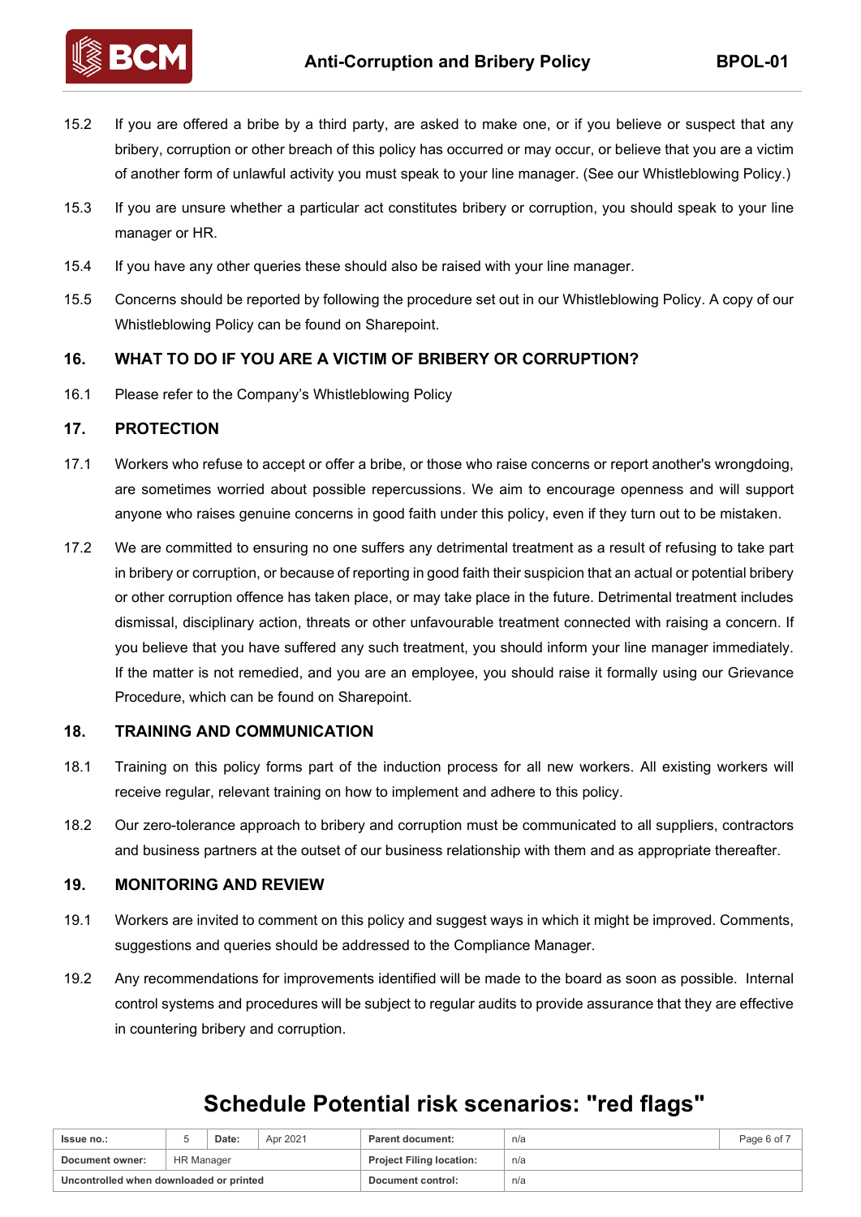15.2 If you are offered a bribe by a third party, are asked to make one, or if you believe or suspect that any bribery, corruption or other breach of this policy has occurred or may occur, or believe that you are a victim of another form of unlawful activity you must speak to your line manager. (See our Whistleblowing Policy.)

15.3 If you are unsure whether a particular act constitutes bribery or corruption, you should speak to your line manager or HR.

15.4 If you have any other queries these should also be raised with your line manager.

15.5 Concerns should be reported by following the procedure set out in our Whistleblowing Policy. A copy of our Whistleblowing Policy can be found on Sharepoint.

## 16. WHAT TO DO IF YOU ARE A VICTIM OF BRIBERY OR CORRUPTION?

16.1 Please refer to the Company's Whistleblowing Policy

## 17. PROTECTION

17.1 Workers who refuse to accept or offer a bribe, or those who raise concerns or report another's wrongdoing, are sometimes worried about possible repercussions. We aim to encourage openness and will support anyone who raises genuine concerns in good faith under this policy, even if they turn out to be mistaken.

17.2 We are committed to ensuring no one suffers any detrimental treatment as a result of refusing to take part in bribery or corruption, or because of reporting in good faith their suspicion that an actual or potential bribery or other corruption offence has taken place, or may take place in the future. Detrimental treatment includes dismissal, disciplinary action, threats or other unfavourable treatment connected with raising a concern. If you believe that you have suffered any such treatment, you should inform your line manager immediately. If the matter is not remedied, and you are an employee, you should raise it formally using our Grievance Procedure, which can be found on Sharepoint.

## 18. TRAINING AND COMMUNICATION

18.1 Training on this policy forms part of the induction process for all new workers. All existing workers will receive regular, relevant training on how to implement and adhere to this policy.

18.2 Our zero-tolerance approach to bribery and corruption must be communicated to all suppliers, contractors and business partners at the outset of our business relationship with them and as appropriate thereafter.

## 19. MONITORING AND REVIEW

19.1 Workers are invited to comment on this policy and suggest ways in which it might be improved. Comments, suggestions and queries should be addressed to the Compliance Manager.

19.2 Any recommendations for improvements identified will be made to the board as soon as possible. Internal control systems and procedures will be subject to regular audits to provide assurance that they are effective in countering bribery and corruption.

# Schedule Potential risk scenarios: "red flags"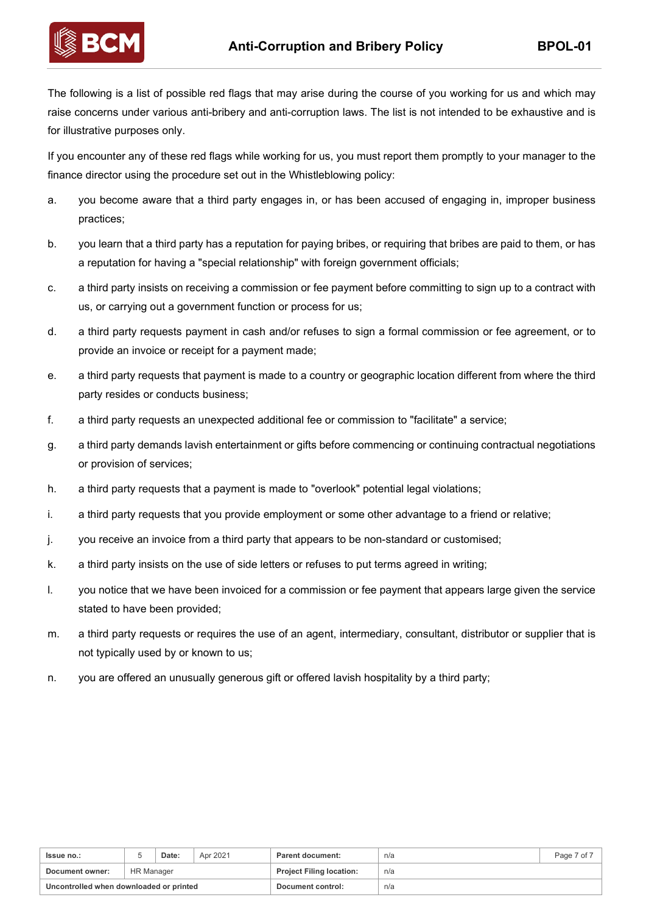The following is a list of possible red flags that may arise during the course of you working for us and which may raise concerns under various anti-bribery and anti-corruption laws. The list is not intended to be exhaustive and is for illustrative purposes only.

If you encounter any of these red flags while working for us, you must report them promptly to your manager to the finance director using the procedure set out in the Whistleblowing policy:

a. you become aware that a third party engages in, or has been accused of engaging in, improper business practices;

b. you learn that a third party has a reputation for paying bribes, or requiring that bribes are paid to them, or has a reputation for having a "special relationship" with foreign government officials;

c. a third party insists on receiving a commission or fee payment before committing to sign up to a contract with us, or carrying out a government function or process for us;

d. a third party requests payment in cash and/or refuses to sign a formal commission or fee agreement, or to provide an invoice or receipt for a payment made;

e. a third party requests that payment is made to a country or geographic location different from where the third party resides or conducts business;

f. a third party requests an unexpected additional fee or commission to "facilitate" a service;

g. a third party demands lavish entertainment or gifts before commencing or continuing contractual negotiations or provision of services;

h. a third party requests that a payment is made to "overlook" potential legal violations;

i. a third party requests that you provide employment or some other advantage to a friend or relative;

j. you receive an invoice from a third party that appears to be non-standard or customised;

k. a third party insists on the use of side letters or refuses to put terms agreed in writing;

l. you notice that we have been invoiced for a commission or fee payment that appears large given the service stated to have been provided;

m. a third party requests or requires the use of an agent, intermediary, consultant, distributor or supplier that is not typically used by or known to us;

n. you are offered an unusually generous gift or offered lavish hospitality by a third party;